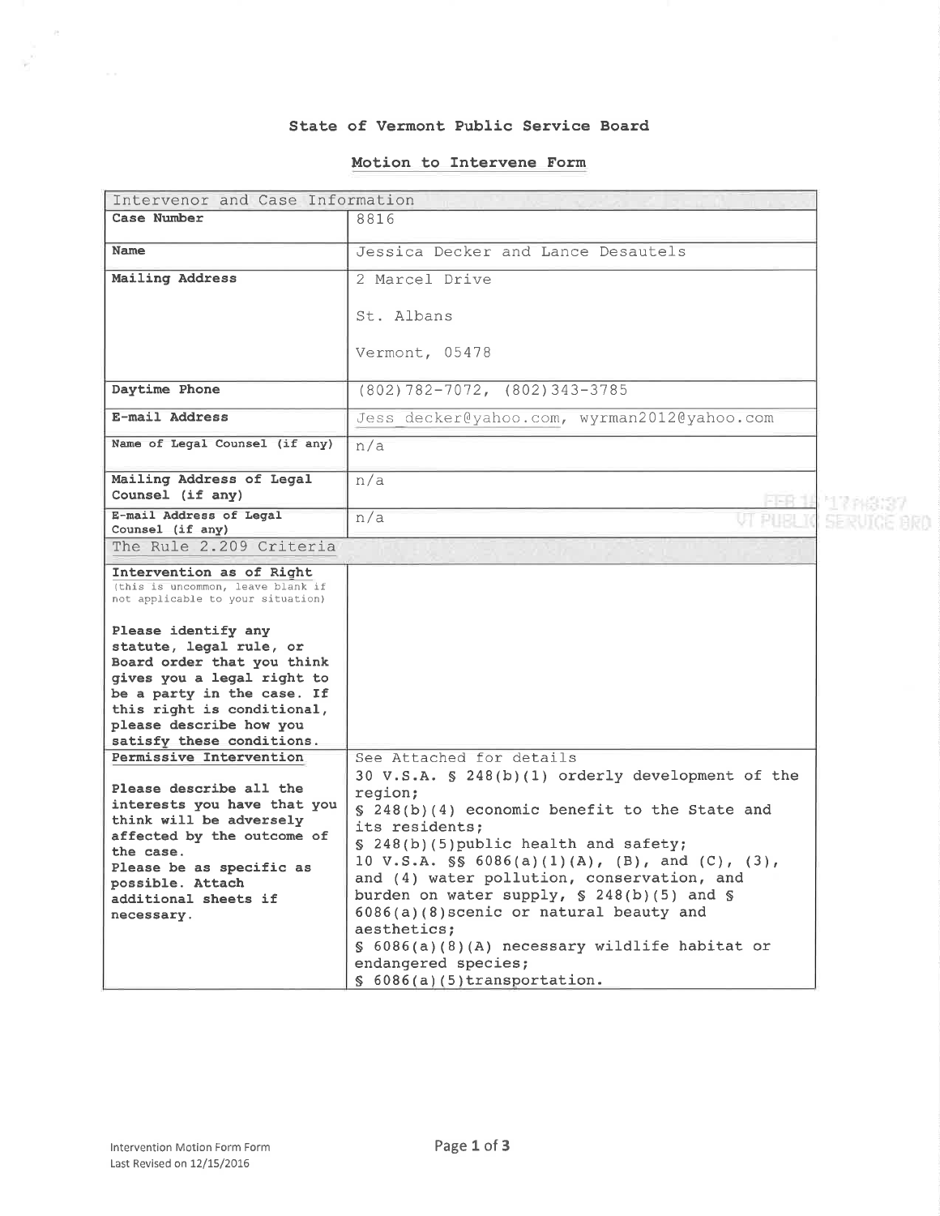# State of Vermont Public Service Board

## Motion to Intervene Form

| Intervenor and Case Information | |
|---|---|
| **Case Number** | 8816 |
| **Name** | Jessica Decker and Lance Desautels |
| **Mailing Address** | 2 Marcel Drive<br><br>St. Albans<br><br>Vermont, 05478 |
| **Daytime Phone** | (802)782-7072, (802)343-3785 |
| **E-mail Address** | Jess_decker@yahoo.com, wyrman2012@yahoo.com |
| **Name of Legal Counsel (if any)** | n/a |
| **Mailing Address of Legal Counsel (if any)** | n/a |
| **E-mail Address of Legal Counsel (if any)** | n/a |
| **The Rule 2.209 Criteria** | |
| **Intervention as of Right**<br>(this is uncommon, leave blank if not applicable to your situation)<br><br>**Please identify any statute, legal rule, or Board order that you think gives you a legal right to be a party in the case. If this right is conditional, please describe how you satisfy these conditions.** | |
| **Permissive Intervention**<br><br>**Please describe all the interests you have that you think will be adversely affected by the outcome of the case.**<br>**Please be as specific as possible. Attach additional sheets if necessary.** | See Attached for details<br>30 V.S.A. § 248(b)(1) orderly development of the region;<br>§ 248(b)(4) economic benefit to the State and its residents;<br>§ 248(b)(5)public health and safety;<br>10 V.S.A. §§ 6086(a)(1)(A), (B), and (C), (3), and (4) water pollution, conservation, and burden on water supply, § 248(b)(5) and § 6086(a)(8)scenic or natural beauty and aesthetics;<br>§ 6086(a)(8)(A) necessary wildlife habitat or endangered species;<br>§ 6086(a)(5)transportation. |

FEB 16 '17 PM3:37
VT PUBLIC SERVICE BRD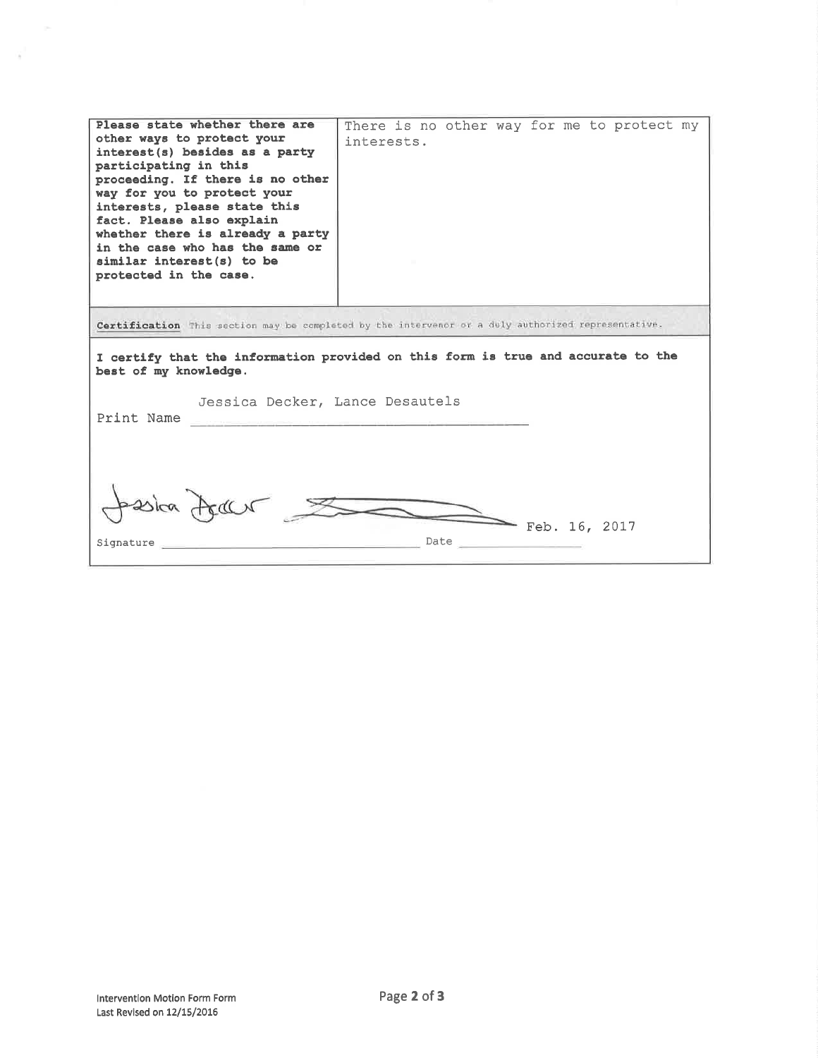| **Please state whether there are other ways to protect your interest(s) besides as a party participating in this proceeding. If there is no other way for you to protect your interests, please state this fact. Please also explain whether there is already a party in the case who has the same or similar interest(s) to be protected in the case.** | There is no other way for me to protect my interests. |
| --- | --- |

**Certification** This section may be completed by the intervenor or a duly authorized representative.

**I certify that the information provided on this form is true and accurate to the best of my knowledge.**

Print Name Jessica Decker, Lance Desautels

Signature [signatures] Date Feb. 16, 2017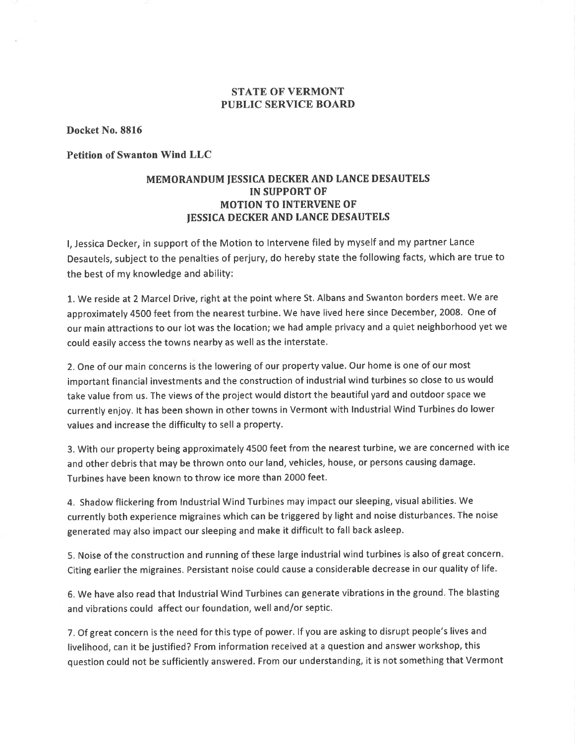**STATE OF VERMONT**
**PUBLIC SERVICE BOARD**

**Docket No. 8816**

**Petition of Swanton Wind LLC**

**MEMORANDUM JESSICA DECKER AND LANCE DESAUTELS IN SUPPORT OF MOTION TO INTERVENE OF JESSICA DECKER AND LANCE DESAUTELS**

I, Jessica Decker, in support of the Motion to Intervene filed by myself and my partner Lance Desautels, subject to the penalties of perjury, do hereby state the following facts, which are true to the best of my knowledge and ability:

1. We reside at 2 Marcel Drive, right at the point where St. Albans and Swanton borders meet. We are approximately 4500 feet from the nearest turbine. We have lived here since December, 2008. One of our main attractions to our lot was the location; we had ample privacy and a quiet neighborhood yet we could easily access the towns nearby as well as the interstate.

2. One of our main concerns is the lowering of our property value. Our home is one of our most important financial investments and the construction of industrial wind turbines so close to us would take value from us. The views of the project would distort the beautiful yard and outdoor space we currently enjoy. It has been shown in other towns in Vermont with Industrial Wind Turbines do lower values and increase the difficulty to sell a property.

3. With our property being approximately 4500 feet from the nearest turbine, we are concerned with ice and other debris that may be thrown onto our land, vehicles, house, or persons causing damage. Turbines have been known to throw ice more than 2000 feet.

4. Shadow flickering from Industrial Wind Turbines may impact our sleeping, visual abilities. We currently both experience migraines which can be triggered by light and noise disturbances. The noise generated may also impact our sleeping and make it difficult to fall back asleep.

5. Noise of the construction and running of these large industrial wind turbines is also of great concern. Citing earlier the migraines. Persistant noise could cause a considerable decrease in our quality of life.

6. We have also read that Industrial Wind Turbines can generate vibrations in the ground. The blasting and vibrations could affect our foundation, well and/or septic.

7. Of great concern is the need for this type of power. If you are asking to disrupt people's lives and livelihood, can it be justified? From information received at a question and answer workshop, this question could not be sufficiently answered. From our understanding, it is not something that Vermont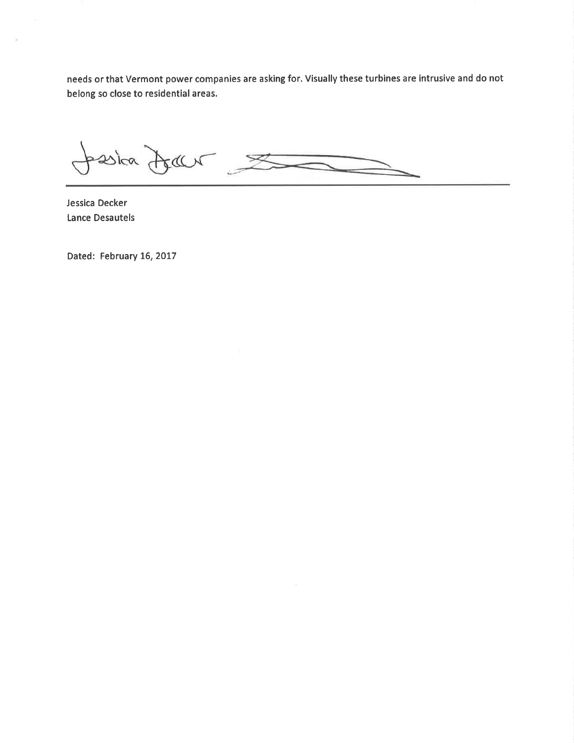needs or that Vermont power companies are asking for. Visually these turbines are intrusive and do not belong so close to residential areas.

Jessica Decker  
Lance Desautels

Dated: February 16, 2017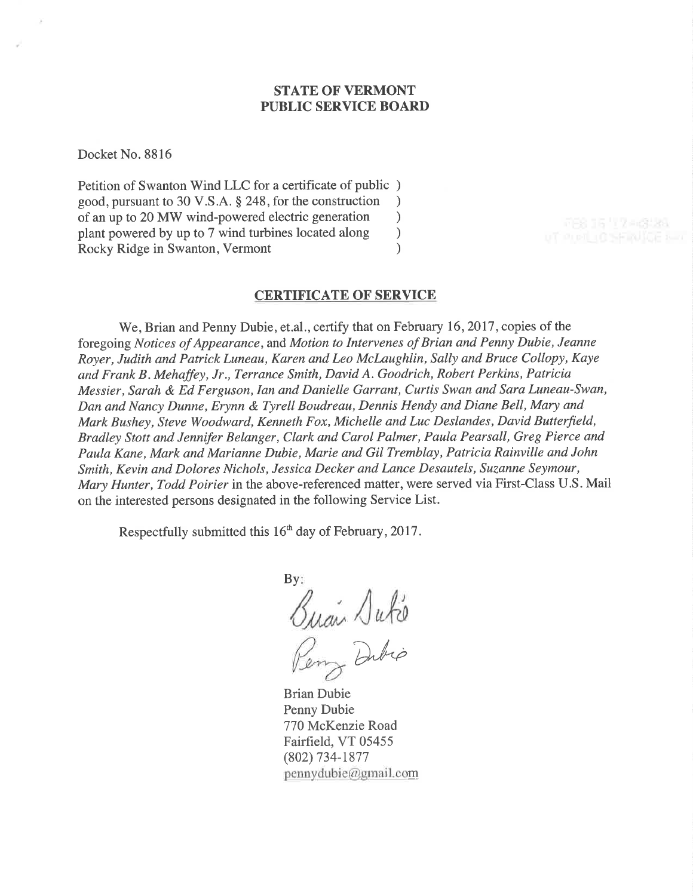**STATE OF VERMONT**
**PUBLIC SERVICE BOARD**

Docket No. 8816

Petition of Swanton Wind LLC for a certificate of public )
good, pursuant to 30 V.S.A. § 248, for the construction )
of an up to 20 MW wind-powered electric generation )
plant powered by up to 7 wind turbines located along )
Rocky Ridge in Swanton, Vermont )

## CERTIFICATE OF SERVICE

We, Brian and Penny Dubie, et.al., certify that on February 16, 2017, copies of the foregoing *Notices of Appearance*, and *Motion to Intervenes of Brian and Penny Dubie, Jeanne Royer, Judith and Patrick Luneau, Karen and Leo McLaughlin, Sally and Bruce Collopy, Kaye and Frank B. Mehaffey, Jr., Terrance Smith, David A. Goodrich, Robert Perkins, Patricia Messier, Sarah & Ed Ferguson, Ian and Danielle Garrant, Curtis Swan and Sara Luneau-Swan, Dan and Nancy Dunne, Erynn & Tyrell Boudreau, Dennis Hendy and Diane Bell, Mary and Mark Bushey, Steve Woodward, Kenneth Fox, Michelle and Luc Deslandes, David Butterfield, Bradley Stott and Jennifer Belanger, Clark and Carol Palmer, Paula Pearsall, Greg Pierce and Paula Kane, Mark and Marianne Dubie, Marie and Gil Tremblay, Patricia Rainville and John Smith, Kevin and Dolores Nichols, Jessica Decker and Lance Desautels, Suzanne Seymour, Mary Hunter, Todd Poirier* in the above-referenced matter, were served via First-Class U.S. Mail on the interested persons designated in the following Service List.

Respectfully submitted this 16th day of February, 2017.

By: Brian Dubie
Penny Dubie

Brian Dubie
Penny Dubie
770 McKenzie Road
Fairfield, VT 05455
(802) 734-1877
pennydubie@gmail.com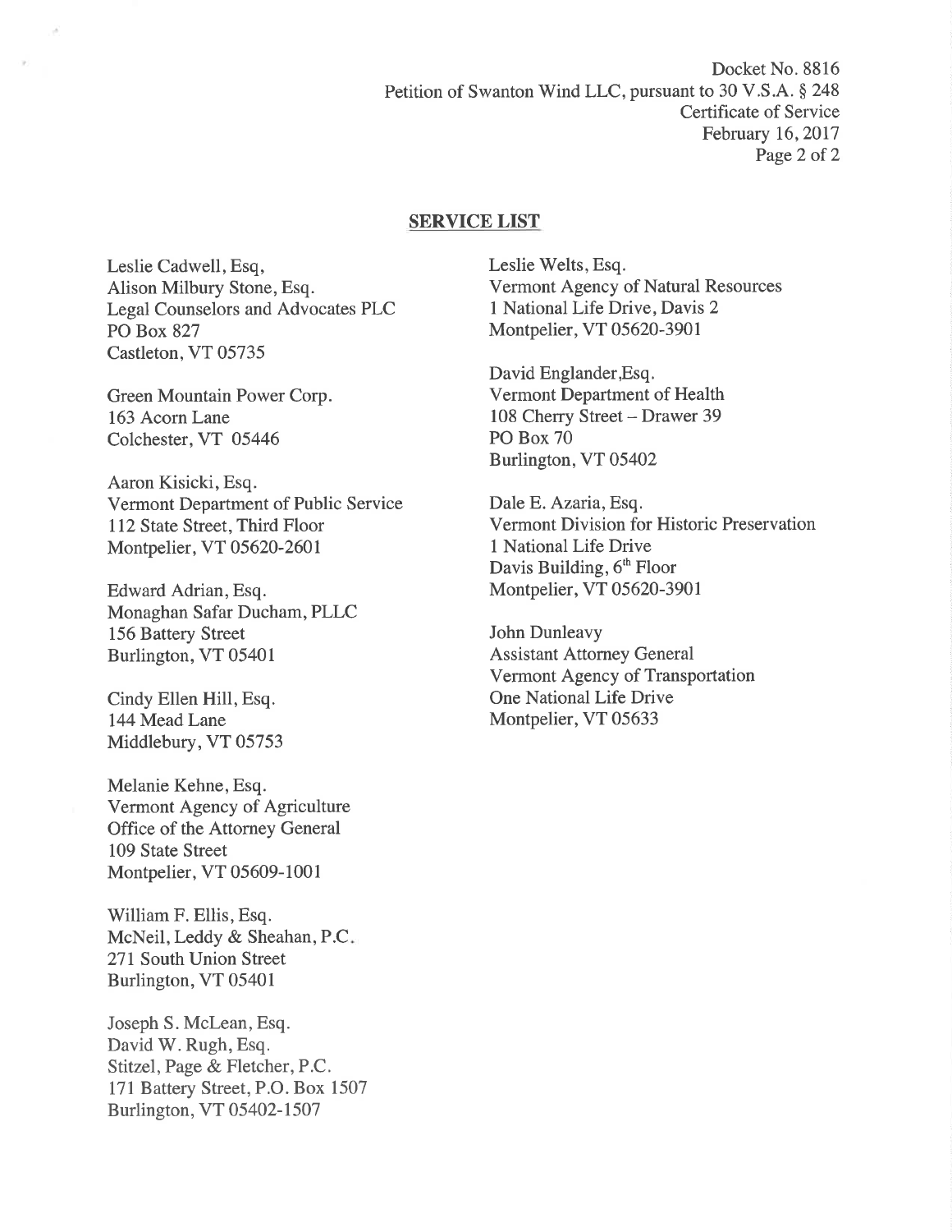## SERVICE LIST

Leslie Cadwell, Esq,
Alison Milbury Stone, Esq.
Legal Counselors and Advocates PLC
PO Box 827
Castleton, VT 05735

Green Mountain Power Corp.
163 Acorn Lane
Colchester, VT 05446

Aaron Kisicki, Esq.
Vermont Department of Public Service
112 State Street, Third Floor
Montpelier, VT 05620-2601

Edward Adrian, Esq.
Monaghan Safar Ducham, PLLC
156 Battery Street
Burlington, VT 05401

Cindy Ellen Hill, Esq.
144 Mead Lane
Middlebury, VT 05753

Melanie Kehne, Esq.
Vermont Agency of Agriculture
Office of the Attorney General
109 State Street
Montpelier, VT 05609-1001

William F. Ellis, Esq.
McNeil, Leddy & Sheahan, P.C.
271 South Union Street
Burlington, VT 05401

Joseph S. McLean, Esq.
David W. Rugh, Esq.
Stitzel, Page & Fletcher, P.C.
171 Battery Street, P.O. Box 1507
Burlington, VT 05402-1507

Leslie Welts, Esq.
Vermont Agency of Natural Resources
1 National Life Drive, Davis 2
Montpelier, VT 05620-3901

David Englander,Esq.
Vermont Department of Health
108 Cherry Street – Drawer 39
PO Box 70
Burlington, VT 05402

Dale E. Azaria, Esq.
Vermont Division for Historic Preservation
1 National Life Drive
Davis Building, 6th Floor
Montpelier, VT 05620-3901

John Dunleavy
Assistant Attorney General
Vermont Agency of Transportation
One National Life Drive
Montpelier, VT 05633